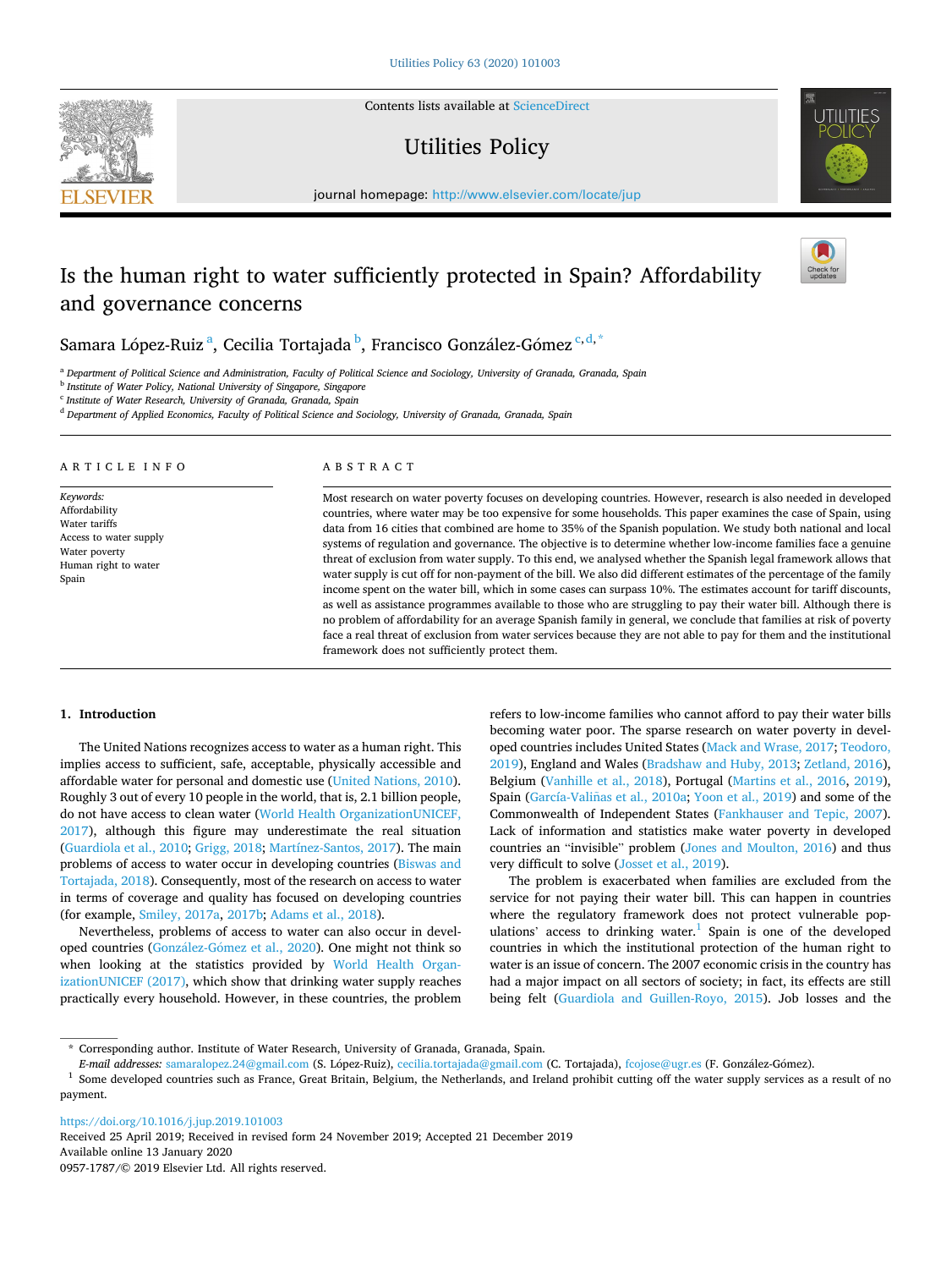# Is the human right to water sufficiently protected in Spain? Affordability and governance concerns

Samara López-Ruiz[a], Cecilia Tortajada[b], Francisco González-Gómez[c,d,*]

[a] Department of Political Science and Administration, Faculty of Political Science and Sociology, University of Granada, Granada, Spain
[b] Institute of Water Policy, National University of Singapore, Singapore
[c] Institute of Water Research, University of Granada, Granada, Spain
[d] Department of Applied Economics, Faculty of Political Science and Sociology, University of Granada, Granada, Spain

## ARTICLE INFO

*Keywords:*
Affordability
Water tariffs
Access to water supply
Water poverty
Human right to water
Spain

## ABSTRACT

Most research on water poverty focuses on developing countries. However, research is also needed in developed countries, where water may be too expensive for some households. This paper examines the case of Spain, using data from 16 cities that combined are home to 35% of the Spanish population. We study both national and local systems of regulation and governance. The objective is to determine whether low-income families face a genuine threat of exclusion from water supply. To this end, we analysed whether the Spanish legal framework allows that water supply is cut off for non-payment of the bill. We also did different estimates of the percentage of the family income spent on the water bill, which in some cases can surpass 10%. The estimates account for tariff discounts, as well as assistance programmes available to those who are struggling to pay their water bill. Although there is no problem of affordability for an average Spanish family in general, we conclude that families at risk of poverty face a real threat of exclusion from water services because they are not able to pay for them and the institutional framework does not sufficiently protect them.

## 1. Introduction

The United Nations recognizes access to water as a human right. This implies access to sufficient, safe, acceptable, physically accessible and affordable water for personal and domestic use (United Nations, 2010). Roughly 3 out of every 10 people in the world, that is, 2.1 billion people, do not have access to clean water (World Health OrganizationUNICEF, 2017), although this figure may underestimate the real situation (Guardiola et al., 2010; Grigg, 2018; Martínez-Santos, 2017). The main problems of access to water occur in developing countries (Biswas and Tortajada, 2018). Consequently, most of the research on access to water in terms of coverage and quality has focused on developing countries (for example, Smiley, 2017a, 2017b; Adams et al., 2018).

Nevertheless, problems of access to water can also occur in developed countries (González-Gómez et al., 2020). One might not think so when looking at the statistics provided by World Health OrganizationUNICEF (2017), which show that drinking water supply reaches practically every household. However, in these countries, the problem refers to low-income families who cannot afford to pay their water bills becoming water poor. The sparse research on water poverty in developed countries includes United States (Mack and Wrase, 2017; Teodoro, 2019), England and Wales (Bradshaw and Huby, 2013; Zetland, 2016), Belgium (Vanhille et al., 2018), Portugal (Martins et al., 2016, 2019), Spain (García-Valiñas et al., 2010a; Yoon et al., 2019) and some of the Commonwealth of Independent States (Fankhauser and Tepic, 2007). Lack of information and statistics make water poverty in developed countries an "invisible" problem (Jones and Moulton, 2016) and thus very difficult to solve (Josset et al., 2019).

The problem is exacerbated when families are excluded from the service for not paying their water bill. This can happen in countries where the regulatory framework does not protect vulnerable populations' access to drinking water.[1] Spain is one of the developed countries in which the institutional protection of the human right to water is an issue of concern. The 2007 economic crisis in the country has had a major impact on all sectors of society; in fact, its effects are still being felt (Guardiola and Guillen-Royo, 2015). Job losses and the

---

* Corresponding author. Institute of Water Research, University of Granada, Granada, Spain.
*E-mail addresses:* samaralopez.24@gmail.com (S. López-Ruiz), cecilia.tortajada@gmail.com (C. Tortajada), fcojose@ugr.es (F. González-Gómez).

[1] Some developed countries such as France, Great Britain, Belgium, the Netherlands, and Ireland prohibit cutting off the water supply services as a result of no payment.

https://doi.org/10.1016/j.jup.2019.101003
Received 25 April 2019; Received in revised form 24 November 2019; Accepted 21 December 2019
Available online 13 January 2020
0957-1787/© 2019 Elsevier Ltd. All rights reserved.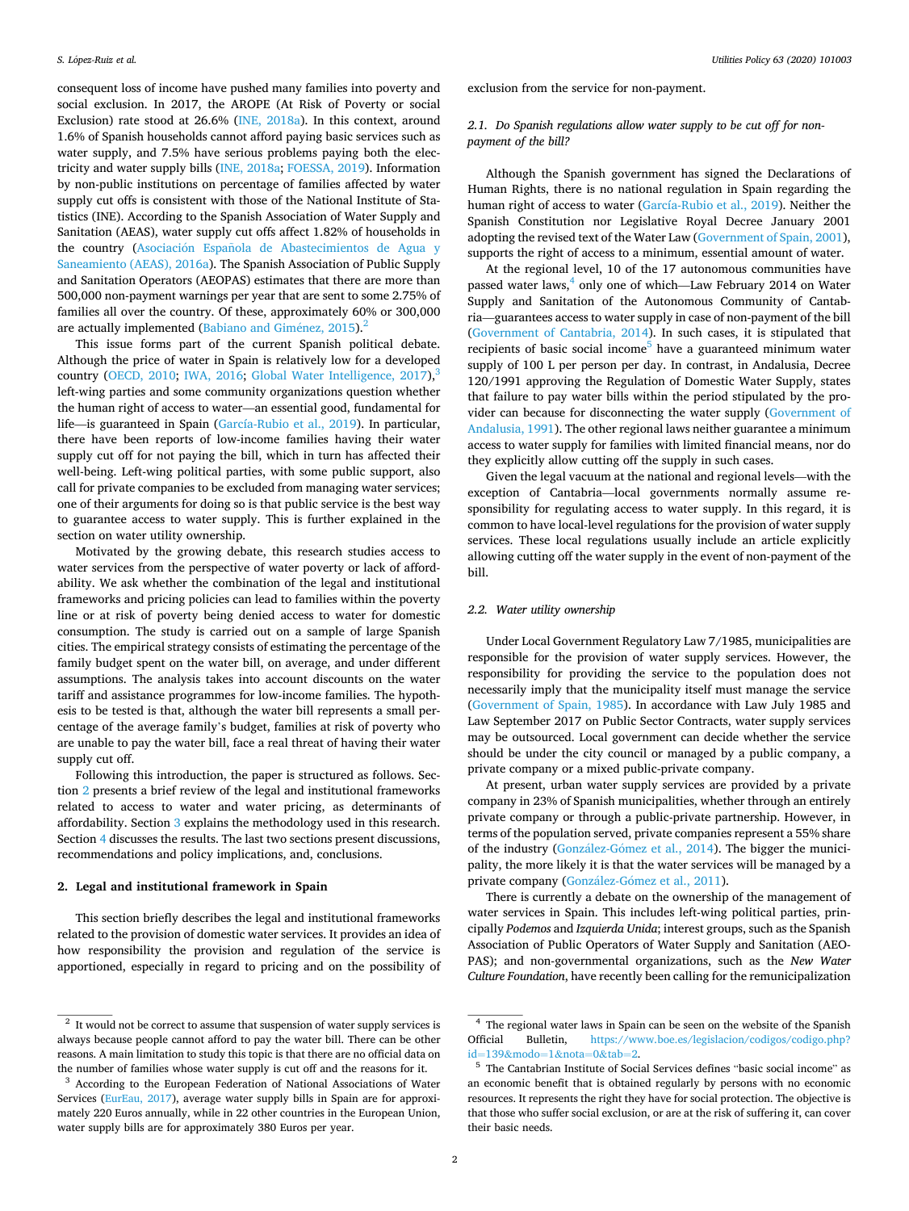consequent loss of income have pushed many families into poverty and social exclusion. In 2017, the AROPE (At Risk of Poverty or social Exclusion) rate stood at 26.6% (INE, 2018a). In this context, around 1.6% of Spanish households cannot afford paying basic services such as water supply, and 7.5% have serious problems paying both the electricity and water supply bills (INE, 2018a; FOESSA, 2019). Information by non-public institutions on percentage of families affected by water supply cut offs is consistent with those of the National Institute of Statistics (INE). According to the Spanish Association of Water Supply and Sanitation (AEAS), water supply cut offs affect 1.82% of households in the country (Asociación Española de Abastecimientos de Agua y Saneamiento (AEAS), 2016a). The Spanish Association of Public Supply and Sanitation Operators (AEOPAS) estimates that there are more than 500,000 non-payment warnings per year that are sent to some 2.75% of families all over the country. Of these, approximately 60% or 300,000 are actually implemented (Babiano and Giménez, 2015).[2]

This issue forms part of the current Spanish political debate. Although the price of water in Spain is relatively low for a developed country (OECD, 2010; IWA, 2016; Global Water Intelligence, 2017),[3] left-wing parties and some community organizations question whether the human right of access to water—an essential good, fundamental for life—is guaranteed in Spain (García-Rubio et al., 2019). In particular, there have been reports of low-income families having their water supply cut off for not paying the bill, which in turn has affected their well-being. Left-wing political parties, with some public support, also call for private companies to be excluded from managing water services; one of their arguments for doing so is that public service is the best way to guarantee access to water supply. This is further explained in the section on water utility ownership.

Motivated by the growing debate, this research studies access to water services from the perspective of water poverty or lack of affordability. We ask whether the combination of the legal and institutional frameworks and pricing policies can lead to families within the poverty line or at risk of poverty being denied access to water for domestic consumption. The study is carried out on a sample of large Spanish cities. The empirical strategy consists of estimating the percentage of the family budget spent on the water bill, on average, and under different assumptions. The analysis takes into account discounts on the water tariff and assistance programmes for low-income families. The hypothesis to be tested is that, although the water bill represents a small percentage of the average family's budget, families at risk of poverty who are unable to pay the water bill, face a real threat of having their water supply cut off.

Following this introduction, the paper is structured as follows. Section 2 presents a brief review of the legal and institutional frameworks related to access to water and water pricing, as determinants of affordability. Section 3 explains the methodology used in this research. Section 4 discusses the results. The last two sections present discussions, recommendations and policy implications, and, conclusions.

## 2. Legal and institutional framework in Spain

This section briefly describes the legal and institutional frameworks related to the provision of domestic water services. It provides an idea of how responsibility the provision and regulation of the service is apportioned, especially in regard to pricing and on the possibility of exclusion from the service for non-payment.

### 2.1. Do Spanish regulations allow water supply to be cut off for non-payment of the bill?

Although the Spanish government has signed the Declarations of Human Rights, there is no national regulation in Spain regarding the human right of access to water (García-Rubio et al., 2019). Neither the Spanish Constitution nor Legislative Royal Decree January 2001 adopting the revised text of the Water Law (Government of Spain, 2001), supports the right of access to a minimum, essential amount of water.

At the regional level, 10 of the 17 autonomous communities have passed water laws,[4] only one of which—Law February 2014 on Water Supply and Sanitation of the Autonomous Community of Cantabria—guarantees access to water supply in case of non-payment of the bill (Government of Cantabria, 2014). In such cases, it is stipulated that recipients of basic social income[5] have a guaranteed minimum water supply of 100 L per person per day. In contrast, in Andalusia, Decree 120/1991 approving the Regulation of Domestic Water Supply, states that failure to pay water bills within the period stipulated by the provider can because for disconnecting the water supply (Government of Andalusia, 1991). The other regional laws neither guarantee a minimum access to water supply for families with limited financial means, nor do they explicitly allow cutting off the supply in such cases.

Given the legal vacuum at the national and regional levels—with the exception of Cantabria—local governments normally assume responsibility for regulating access to water supply. In this regard, it is common to have local-level regulations for the provision of water supply services. These local regulations usually include an article explicitly allowing cutting off the water supply in the event of non-payment of the bill.

### 2.2. Water utility ownership

Under Local Government Regulatory Law 7/1985, municipalities are responsible for the provision of water supply services. However, the responsibility for providing the service to the population does not necessarily imply that the municipality itself must manage the service (Government of Spain, 1985). In accordance with Law July 1985 and Law September 2017 on Public Sector Contracts, water supply services may be outsourced. Local government can decide whether the service should be under the city council or managed by a public company, a private company or a mixed public-private company.

At present, urban water supply services are provided by a private company in 23% of Spanish municipalities, whether through an entirely private company or through a public-private partnership. However, in terms of the population served, private companies represent a 55% share of the industry (González-Gómez et al., 2014). The bigger the municipality, the more likely it is that the water services will be managed by a private company (González-Gómez et al., 2011).

There is currently a debate on the ownership of the management of water services in Spain. This includes left-wing political parties, principally *Podemos* and *Izquierda Unida*; interest groups, such as the Spanish Association of Public Operators of Water Supply and Sanitation (AEOPAS); and non-governmental organizations, such as the *New Water Culture Foundation*, have recently been calling for the remunicipalization

---

[2] It would not be correct to assume that suspension of water supply services is always because people cannot afford to pay the water bill. There can be other reasons. A main limitation to study this topic is that there are no official data on the number of families whose water supply is cut off and the reasons for it.

[3] According to the European Federation of National Associations of Water Services (EurEau, 2017), average water supply bills in Spain are for approximately 220 Euros annually, while in 22 other countries in the European Union, water supply bills are for approximately 380 Euros per year.

[4] The regional water laws in Spain can be seen on the website of the Spanish Official Bulletin, https://www.boe.es/legislacion/codigos/codigo.php?id=139&modo=1&nota=0&tab=2.

[5] The Cantabrian Institute of Social Services defines "basic social income" as an economic benefit that is obtained regularly by persons with no economic resources. It represents the right they have for social protection. The objective is that those who suffer social exclusion, or are at the risk of suffering it, can cover their basic needs.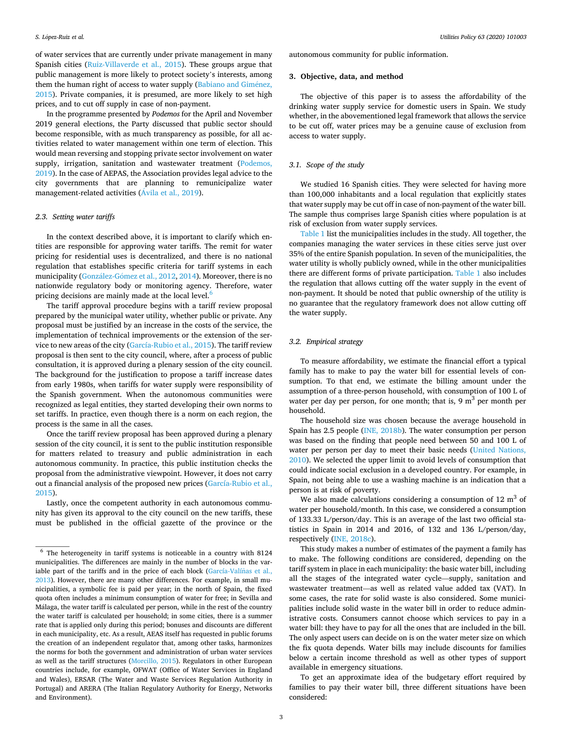of water services that are currently under private management in many Spanish cities (Ruiz-Villaverde et al., 2015). These groups argue that public management is more likely to protect society's interests, among them the human right of access to water supply (Babiano and Giménez, 2015). Private companies, it is presumed, are more likely to set high prices, and to cut off supply in case of non-payment.

In the programme presented by *Podemos* for the April and November 2019 general elections, the Party discussed that public sector should become responsible, with as much transparency as possible, for all activities related to water management within one term of election. This would mean reversing and stopping private sector involvement on water supply, irrigation, sanitation and wastewater treatment (Podemos, 2019). In the case of AEPAS, the Association provides legal advice to the city governments that are planning to remunicipalize water management-related activities (Ávila et al., 2019).

### 2.3. Setting water tariffs

In the context described above, it is important to clarify which entities are responsible for approving water tariffs. The remit for water pricing for residential uses is decentralized, and there is no national regulation that establishes specific criteria for tariff systems in each municipality (González-Gómez et al., 2012, 2014). Moreover, there is no nationwide regulatory body or monitoring agency. Therefore, water pricing decisions are mainly made at the local level.[6]

The tariff approval procedure begins with a tariff review proposal prepared by the municipal water utility, whether public or private. Any proposal must be justified by an increase in the costs of the service, the implementation of technical improvements or the extension of the service to new areas of the city (García-Rubio et al., 2015). The tariff review proposal is then sent to the city council, where, after a process of public consultation, it is approved during a plenary session of the city council. The background for the justification to propose a tariff increase dates from early 1980s, when tariffs for water supply were responsibility of the Spanish government. When the autonomous communities were recognized as legal entities, they started developing their own norms to set tariffs. In practice, even though there is a norm on each region, the process is the same in all the cases.

Once the tariff review proposal has been approved during a plenary session of the city council, it is sent to the public institution responsible for matters related to treasury and public administration in each autonomous community. In practice, this public institution checks the proposal from the administrative viewpoint. However, it does not carry out a financial analysis of the proposed new prices (García-Rubio et al., 2015).

Lastly, once the competent authority in each autonomous community has given its approval to the city council on the new tariffs, these must be published in the official gazette of the province or the autonomous community for public information.

[6] The heterogeneity in tariff systems is noticeable in a country with 8124 municipalities. The differences are mainly in the number of blocks in the variable part of the tariffs and in the price of each block (García-Valiñas et al., 2013). However, there are many other differences. For example, in small municipalities, a symbolic fee is paid per year; in the north of Spain, the fixed quota often includes a minimum consumption of water for free; in Sevilla and Málaga, the water tariff is calculated per person, while in the rest of the country the water tariff is calculated per household; in some cities, there is a summer rate that is applied only during this period; bonuses and discounts are different in each municipality, etc. As a result, AEAS itself has requested in public forums the creation of an independent regulator that, among other tasks, harmonizes the norms for both the government and administration of urban water services as well as the tariff structures (Morcillo, 2015). Regulators in other European countries include, for example, OFWAT (Office of Water Services in England and Wales), ERSAR (The Water and Waste Services Regulation Authority in Portugal) and ARERA (The Italian Regulatory Authority for Energy, Networks and Environment).

## 3. Objective, data, and method

The objective of this paper is to assess the affordability of the drinking water supply service for domestic users in Spain. We study whether, in the abovementioned legal framework that allows the service to be cut off, water prices may be a genuine cause of exclusion from access to water supply.

### 3.1. Scope of the study

We studied 16 Spanish cities. They were selected for having more than 100,000 inhabitants and a local regulation that explicitly states that water supply may be cut off in case of non-payment of the water bill. The sample thus comprises large Spanish cities where population is at risk of exclusion from water supply services.

Table 1 list the municipalities includes in the study. All together, the companies managing the water services in these cities serve just over 35% of the entire Spanish population. In seven of the municipalities, the water utility is wholly publicly owned, while in the other municipalities there are different forms of private participation. Table 1 also includes the regulation that allows cutting off the water supply in the event of non-payment. It should be noted that public ownership of the utility is no guarantee that the regulatory framework does not allow cutting off the water supply.

### 3.2. Empirical strategy

To measure affordability, we estimate the financial effort a typical family has to make to pay the water bill for essential levels of consumption. To that end, we estimate the billing amount under the assumption of a three-person household, with consumption of 100 L of water per day per person, for one month; that is, 9 $m^3$ per month per household.

The household size was chosen because the average household in Spain has 2.5 people (INE, 2018b). The water consumption per person was based on the finding that people need between 50 and 100 L of water per person per day to meet their basic needs (United Nations, 2010). We selected the upper limit to avoid levels of consumption that could indicate social exclusion in a developed country. For example, in Spain, not being able to use a washing machine is an indication that a person is at risk of poverty.

We also made calculations considering a consumption of 12 $m^3$ of water per household/month. In this case, we considered a consumption of 133.33 L/person/day. This is an average of the last two official statistics in Spain in 2014 and 2016, of 132 and 136 L/person/day, respectively (INE, 2018c).

This study makes a number of estimates of the payment a family has to make. The following conditions are considered, depending on the tariff system in place in each municipality: the basic water bill, including all the stages of the integrated water cycle—supply, sanitation and wastewater treatment—as well as related value added tax (VAT). In some cases, the rate for solid waste is also considered. Some municipalities include solid waste in the water bill in order to reduce administrative costs. Consumers cannot choose which services to pay in a water bill: they have to pay for all the ones that are included in the bill. The only aspect users can decide on is on the water meter size on which the fix quota depends. Water bills may include discounts for families below a certain income threshold as well as other types of support available in emergency situations.

To get an approximate idea of the budgetary effort required by families to pay their water bill, three different situations have been considered: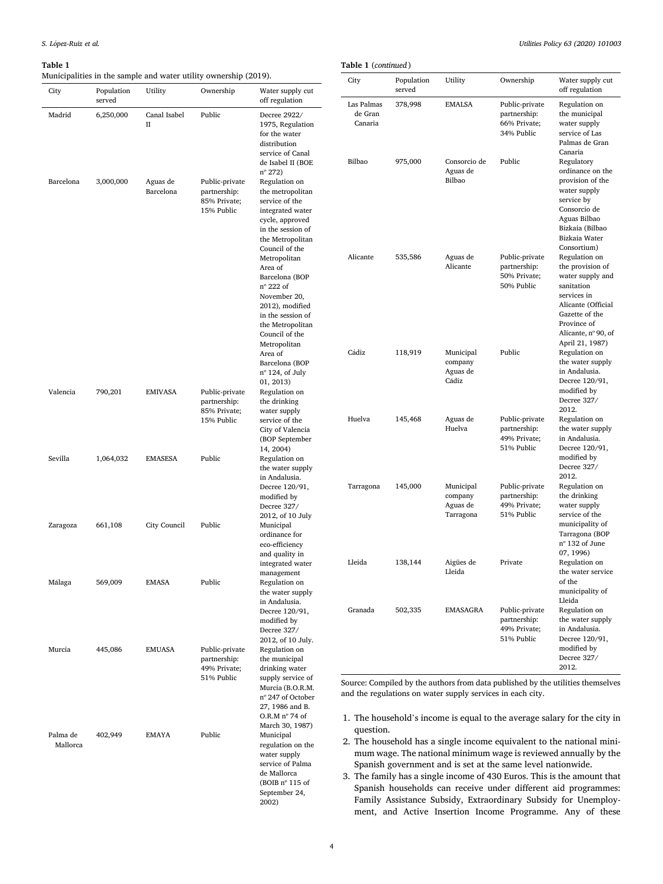**Table 1**
Municipalities in the sample and water utility ownership (2019).

| City | Population served | Utility | Ownership | Water supply cut off regulation |
|---|---|---|---|---|
| Madrid | 6,250,000 | Canal Isabel II | Public | Decree 2922/1975, Regulation for the water distribution service of Canal de Isabel II (BOE nº 272) |
| Barcelona | 3,000,000 | Aguas de Barcelona | Public-private partnership: 85% Private; 15% Public | Regulation on the metropolitan service of the integrated water cycle, approved in the session of the Metropolitan Council of the Metropolitan Area of Barcelona (BOP nº 222 of November 20, 2012), modified in the session of the Metropolitan Council of the Metropolitan Area of Barcelona (BOP nº 124, of July 01, 2013) |
| Valencia | 790,201 | EMIVASA | Public-private partnership: 85% Private; 15% Public | Regulation on the drinking water supply service of the City of Valencia (BOP September 14, 2004) |
| Sevilla | 1,064,032 | EMASESA | Public | Regulation on the water supply in Andalusia. Decree 120/91, modified by Decree 327/2012, of 10 July |
| Zaragoza | 661,108 | City Council | Public | Municipal ordinance for eco-efficiency and quality in integrated water management |
| Málaga | 569,009 | EMASA | Public | Regulation on the water supply in Andalusia. Decree 120/91, modified by Decree 327/2012, of 10 July. |
| Murcia | 445,086 | EMUASA | Public-private partnership: 49% Private; 51% Public | Regulation on the municipal drinking water supply service of Murcia (B.O.R.M. nº 247 of October 27, 1986 and B.O.R.M nº 74 of March 30, 1987) |
| Palma de Mallorca | 402,949 | EMAYA | Public | Municipal regulation on the water supply service of Palma de Mallorca (BOIB nº 115 of September 24, 2002) |
| Las Palmas de Gran Canaria | 378,998 | EMALSA | Public-private partnership: 66% Private; 34% Public | Regulation on the municipal water supply service of Las Palmas de Gran Canaria |
| Bilbao | 975,000 | Consorcio de Aguas de Bilbao | Public | Regulatory ordinance on the provision of the water supply service by Consorcio de Aguas Bilbao Bizkaia (Bilbao Bizkaia Water Consortium) |
| Alicante | 535,586 | Aguas de Alicante | Public-private partnership: 50% Private; 50% Public | Regulation on the provision of water supply and sanitation services in Alicante (Official Gazette of the Province of Alicante, nº 90, of April 21, 1987) |
| Cádiz | 118,919 | Municipal company Aguas de Cádiz | Public | Regulation on the water supply in Andalusia. Decree 120/91, modified by Decree 327/2012. |
| Huelva | 145,468 | Aguas de Huelva | Public-private partnership: 49% Private; 51% Public | Regulation on the water supply in Andalusia. Decree 120/91, modified by Decree 327/2012. |
| Tarragona | 145,000 | Municipal company Aguas de Tarragona | Public-private partnership: 49% Private; 51% Public | Regulation on the drinking water supply service of the municipality of Tarragona (BOP nº 132 of June 07, 1996) |
| Lleida | 138,144 | Aigües de Lleida | Private | Regulation on the water service of the municipality of Lleida |
| Granada | 502,335 | EMASAGRA | Public-private partnership: 49% Private; 51% Public | Regulation on the water supply in Andalusia. Decree 120/91, modified by Decree 327/2012. |

Source: Compiled by the authors from data published by the utilities themselves and the regulations on water supply services in each city.

1. The household's income is equal to the average salary for the city in question.
2. The household has a single income equivalent to the national minimum wage. The national minimum wage is reviewed annually by the Spanish government and is set at the same level nationwide.
3. The family has a single income of 430 Euros. This is the amount that Spanish households can receive under different aid programmes: Family Assistance Subsidy, Extraordinary Subsidy for Unemployment, and Active Insertion Income Programme. Any of these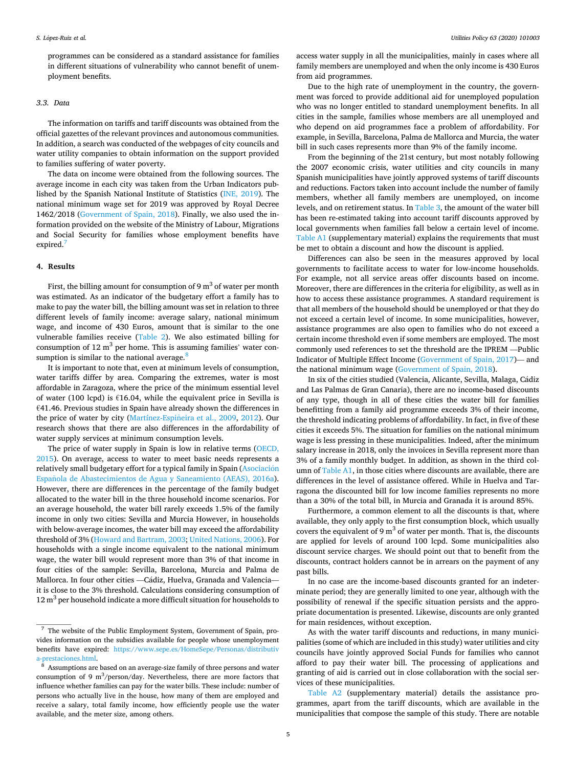programmes can be considered as a standard assistance for families in different situations of vulnerability who cannot benefit of unemployment benefits.

### 3.3. Data

The information on tariffs and tariff discounts was obtained from the official gazettes of the relevant provinces and autonomous communities. In addition, a search was conducted of the webpages of city councils and water utility companies to obtain information on the support provided to families suffering of water poverty.

The data on income were obtained from the following sources. The average income in each city was taken from the Urban Indicators published by the Spanish National Institute of Statistics (INE, 2019). The national minimum wage set for 2019 was approved by Royal Decree 1462/2018 (Government of Spain, 2018). Finally, we also used the information provided on the website of the Ministry of Labour, Migrations and Social Security for families whose employment benefits have expired.[7]

## 4. Results

First, the billing amount for consumption of 9 $m^3$ of water per month was estimated. As an indicator of the budgetary effort a family has to make to pay the water bill, the billing amount was set in relation to three different levels of family income: average salary, national minimum wage, and income of 430 Euros, amount that is similar to the one vulnerable families receive (Table 2). We also estimated billing for consumption of 12 $m^3$ per home. This is assuming families' water consumption is similar to the national average.[8]

It is important to note that, even at minimum levels of consumption, water tariffs differ by area. Comparing the extremes, water is most affordable in Zaragoza, where the price of the minimum essential level of water (100 lcpd) is €16.04, while the equivalent price in Sevilla is €41.46. Previous studies in Spain have already shown the differences in the price of water by city (Martínez-Espiñeira et al., 2009, 2012). Our research shows that there are also differences in the affordability of water supply services at minimum consumption levels.

The price of water supply in Spain is low in relative terms (OECD, 2015). On average, access to water to meet basic needs represents a relatively small budgetary effort for a typical family in Spain (Asociación Española de Abastecimientos de Agua y Saneamiento (AEAS), 2016a). However, there are differences in the percentage of the family budget allocated to the water bill in the three household income scenarios. For an average household, the water bill rarely exceeds 1.5% of the family income in only two cities: Sevilla and Murcia However, in households with below-average incomes, the water bill may exceed the affordability threshold of 3% (Howard and Bartram, 2003; United Nations, 2006). For households with a single income equivalent to the national minimum wage, the water bill would represent more than 3% of that income in four cities of the sample: Sevilla, Barcelona, Murcia and Palma de Mallorca. In four other cities —Cádiz, Huelva, Granada and Valencia— it is close to the 3% threshold. Calculations considering consumption of 12 $m^3$ per household indicate a more difficult situation for households to access water supply in all the municipalities, mainly in cases where all family members are unemployed and when the only income is 430 Euros from aid programmes.

Due to the high rate of unemployment in the country, the government was forced to provide additional aid for unemployed population who was no longer entitled to standard unemployment benefits. In all cities in the sample, families whose members are all unemployed and who depend on aid programmes face a problem of affordability. For example, in Sevilla, Barcelona, Palma de Mallorca and Murcia, the water bill in such cases represents more than 9% of the family income.

From the beginning of the 21st century, but most notably following the 2007 economic crisis, water utilities and city councils in many Spanish municipalities have jointly approved systems of tariff discounts and reductions. Factors taken into account include the number of family members, whether all family members are unemployed, on income levels, and on retirement status. In Table 3, the amount of the water bill has been re-estimated taking into account tariff discounts approved by local governments when families fall below a certain level of income. Table A1 (supplementary material) explains the requirements that must be met to obtain a discount and how the discount is applied.

Differences can also be seen in the measures approved by local governments to facilitate access to water for low-income households. For example, not all service areas offer discounts based on income. Moreover, there are differences in the criteria for eligibility, as well as in how to access these assistance programmes. A standard requirement is that all members of the household should be unemployed or that they do not exceed a certain level of income. In some municipalities, however, assistance programmes are also open to families who do not exceed a certain income threshold even if some members are employed. The most commonly used references to set the threshold are the IPREM —Public Indicator of Multiple Effect Income (Government of Spain, 2017)— and the national minimum wage (Government of Spain, 2018).

In six of the cities studied (Valencia, Alicante, Sevilla, Malaga, Cádiz and Las Palmas de Gran Canaria), there are no income-based discounts of any type, though in all of these cities the water bill for families benefitting from a family aid programme exceeds 3% of their income, the threshold indicating problems of affordability. In fact, in five of these cities it exceeds 5%. The situation for families on the national minimum wage is less pressing in these municipalities. Indeed, after the minimum salary increase in 2018, only the invoices in Sevilla represent more than 3% of a family monthly budget. In addition, as shown in the third column of Table A1, in those cities where discounts are available, there are differences in the level of assistance offered. While in Huelva and Tarragona the discounted bill for low income families represents no more than a 30% of the total bill, in Murcia and Granada it is around 85%.

Furthermore, a common element to all the discounts is that, where available, they only apply to the first consumption block, which usually covers the equivalent of 9 $m^3$ of water per month. That is, the discounts are applied for levels of around 100 lcpd. Some municipalities also discount service charges. We should point out that to benefit from the discounts, contract holders cannot be in arrears on the payment of any past bills.

In no case are the income-based discounts granted for an indeterminate period; they are generally limited to one year, although with the possibility of renewal if the specific situation persists and the appropriate documentation is presented. Likewise, discounts are only granted for main residences, without exception.

As with the water tariff discounts and reductions, in many municipalities (some of which are included in this study) water utilities and city councils have jointly approved Social Funds for families who cannot afford to pay their water bill. The processing of applications and granting of aid is carried out in close collaboration with the social services of these municipalities.

Table A2 (supplementary material) details the assistance programmes, apart from the tariff discounts, which are available in the municipalities that compose the sample of this study. There are notable

---

[7] The website of the Public Employment System, Government of Spain, provides information on the subsidies available for people whose unemployment benefits have expired: https://www.sepe.es/HomeSepe/Personas/distributiva-prestaciones.html.

[8] Assumptions are based on an average-size family of three persons and water consumption of 9 $m^3$/person/day. Nevertheless, there are more factors that influence whether families can pay for the water bills. These include: number of persons who actually live in the house, how many of them are employed and receive a salary, total family income, how efficiently people use the water available, and the meter size, among others.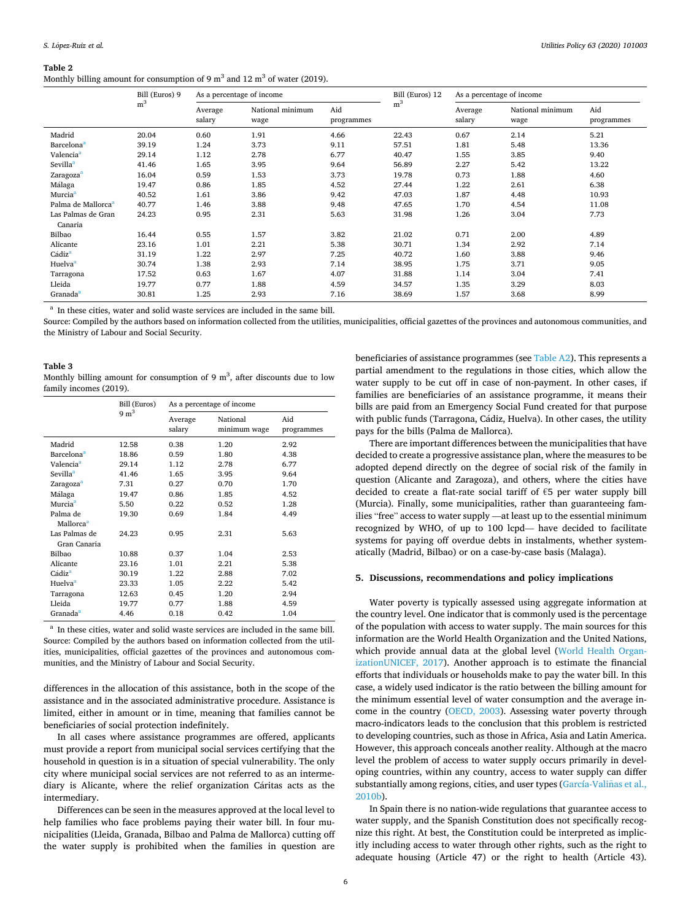**Table 2**
Monthly billing amount for consumption of 9 $m^3$ and 12 $m^3$ of water (2019).

| | Bill (Euros) 9 $m^3$ | As a percentage of income | | | Bill (Euros) 12 $m^3$ | As a percentage of income | | |
|---|---|---|---|---|---|---|---|---|
| | | Average salary | National minimum wage | Aid programmes | | Average salary | National minimum wage | Aid programmes |
| Madrid | 20.04 | 0.60 | 1.91 | 4.66 | 22.43 | 0.67 | 2.14 | 5.21 |
| Barcelona[a] | 39.19 | 1.24 | 3.73 | 9.11 | 57.51 | 1.81 | 5.48 | 13.36 |
| Valencia[a] | 29.14 | 1.12 | 2.78 | 6.77 | 40.47 | 1.55 | 3.85 | 9.40 |
| Sevilla[a] | 41.46 | 1.65 | 3.95 | 9.64 | 56.89 | 2.27 | 5.42 | 13.22 |
| Zaragoza[a] | 16.04 | 0.59 | 1.53 | 3.73 | 19.78 | 0.73 | 1.88 | 4.60 |
| Málaga | 19.47 | 0.86 | 1.85 | 4.52 | 27.44 | 1.22 | 2.61 | 6.38 |
| Murcia[a] | 40.52 | 1.61 | 3.86 | 9.42 | 47.03 | 1.87 | 4.48 | 10.93 |
| Palma de Mallorca[a] | 40.77 | 1.46 | 3.88 | 9.48 | 47.65 | 1.70 | 4.54 | 11.08 |
| Las Palmas de Gran Canaria | 24.23 | 0.95 | 2.31 | 5.63 | 31.98 | 1.26 | 3.04 | 7.73 |
| Bilbao | 16.44 | 0.55 | 1.57 | 3.82 | 21.02 | 0.71 | 2.00 | 4.89 |
| Alicante | 23.16 | 1.01 | 2.21 | 5.38 | 30.71 | 1.34 | 2.92 | 7.14 |
| Cádiz[a] | 31.19 | 1.22 | 2.97 | 7.25 | 40.72 | 1.60 | 3.88 | 9.46 |
| Huelva[a] | 30.74 | 1.38 | 2.93 | 7.14 | 38.95 | 1.75 | 3.71 | 9.05 |
| Tarragona | 17.52 | 0.63 | 1.67 | 4.07 | 31.88 | 1.14 | 3.04 | 7.41 |
| Lleida | 19.77 | 0.77 | 1.88 | 4.59 | 34.57 | 1.35 | 3.29 | 8.03 |
| Granada[a] | 30.81 | 1.25 | 2.93 | 7.16 | 38.69 | 1.57 | 3.68 | 8.99 |

[a] In these cities, water and solid waste services are included in the same bill.
Source: Compiled by the authors based on information collected from the utilities, municipalities, official gazettes of the provinces and autonomous communities, and the Ministry of Labour and Social Security.

**Table 3**
Monthly billing amount for consumption of 9 $m^3$, after discounts due to low family incomes (2019).

| | Bill (Euros) 9 $m^3$ | As a percentage of income | | |
|---|---|---|---|---|
| | | Average salary | National minimum wage | Aid programmes |
| Madrid | 12.58 | 0.38 | 1.20 | 2.92 |
| Barcelona[a] | 18.86 | 0.59 | 1.80 | 4.38 |
| Valencia[a] | 29.14 | 1.12 | 2.78 | 6.77 |
| Sevilla[a] | 41.46 | 1.65 | 3.95 | 9.64 |
| Zaragoza[a] | 7.31 | 0.27 | 0.70 | 1.70 |
| Málaga | 19.47 | 0.86 | 1.85 | 4.52 |
| Murcia[a] | 5.50 | 0.22 | 0.52 | 1.28 |
| Palma de Mallorca[a] | 19.30 | 0.69 | 1.84 | 4.49 |
| Las Palmas de Gran Canaria | 24.23 | 0.95 | 2.31 | 5.63 |
| Bilbao | 10.88 | 0.37 | 1.04 | 2.53 |
| Alicante | 23.16 | 1.01 | 2.21 | 5.38 |
| Cádiz[a] | 30.19 | 1.22 | 2.88 | 7.02 |
| Huelva[a] | 23.33 | 1.05 | 2.22 | 5.42 |
| Tarragona | 12.63 | 0.45 | 1.20 | 2.94 |
| Lleida | 19.77 | 0.77 | 1.88 | 4.59 |
| Granada[a] | 4.46 | 0.18 | 0.42 | 1.04 |

[a] In these cities, water and solid waste services are included in the same bill.
Source: Compiled by the authors based on information collected from the utilities, municipalities, official gazettes of the provinces and autonomous communities, and the Ministry of Labour and Social Security.

differences in the allocation of this assistance, both in the scope of the assistance and in the associated administrative procedure. Assistance is limited, either in amount or in time, meaning that families cannot be beneficiaries of social protection indefinitely.

In all cases where assistance programmes are offered, applicants must provide a report from municipal social services certifying that the household in question is in a situation of special vulnerability. The only city where municipal social services are not referred to as an intermediary is Alicante, where the relief organization Cáritas acts as the intermediary.

Differences can be seen in the measures approved at the local level to help families who face problems paying their water bill. In four municipalities (Lleida, Granada, Bilbao and Palma de Mallorca) cutting off the water supply is prohibited when the families in question are beneficiaries of assistance programmes (see Table A2). This represents a partial amendment to the regulations in those cities, which allow the water supply to be cut off in case of non-payment. In other cases, if families are beneficiaries of an assistance programme, it means their bills are paid from an Emergency Social Fund created for that purpose with public funds (Tarragona, Cádiz, Huelva). In other cases, the utility pays for the bills (Palma de Mallorca).

There are important differences between the municipalities that have decided to create a progressive assistance plan, where the measures to be adopted depend directly on the degree of social risk of the family in question (Alicante and Zaragoza), and others, where the cities have decided to create a flat-rate social tariff of €5 per water supply bill (Murcia). Finally, some municipalities, rather than guaranteeing families "free" access to water supply —at least up to the essential minimum recognized by WHO, of up to 100 lcpd— have decided to facilitate systems for paying off overdue debts in instalments, whether systematically (Madrid, Bilbao) or on a case-by-case basis (Malaga).

## 5. Discussions, recommendations and policy implications

Water poverty is typically assessed using aggregate information at the country level. One indicator that is commonly used is the percentage of the population with access to water supply. The main sources for this information are the World Health Organization and the United Nations, which provide annual data at the global level (World Health OrganizationUNICEF, 2017). Another approach is to estimate the financial efforts that individuals or households make to pay the water bill. In this case, a widely used indicator is the ratio between the billing amount for the minimum essential level of water consumption and the average income in the country (OECD, 2003). Assessing water poverty through macro-indicators leads to the conclusion that this problem is restricted to developing countries, such as those in Africa, Asia and Latin America. However, this approach conceals another reality. Although at the macro level the problem of access to water supply occurs primarily in developing countries, within any country, access to water supply can differ substantially among regions, cities, and user types (García-Valiñas et al., 2010b).

In Spain there is no nation-wide regulations that guarantee access to water supply, and the Spanish Constitution does not specifically recognize this right. At best, the Constitution could be interpreted as implicitly including access to water through other rights, such as the right to adequate housing (Article 47) or the right to health (Article 43).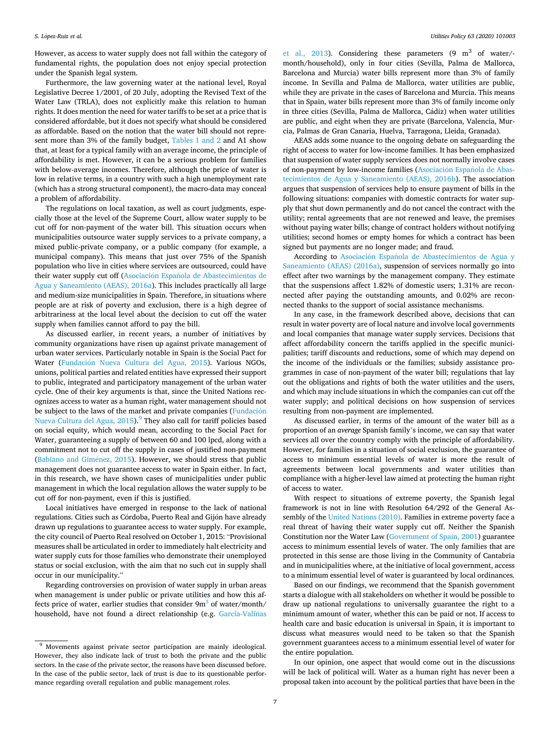However, as access to water supply does not fall within the category of fundamental rights, the population does not enjoy special protection under the Spanish legal system.

Furthermore, the law governing water at the national level, Royal Legislative Decree 1/2001, of 20 July, adopting the Revised Text of the Water Law (TRLA), does not explicitly make this relation to human rights. It does mention the need for water tariffs to be set at a price that is considered affordable, but it does not specify what should be considered as affordable. Based on the notion that the water bill should not represent more than 3% of the family budget, Tables 1 and 2 and A1 show that, at least for a typical family with an average income, the principle of affordability is met. However, it can be a serious problem for families with below-average incomes. Therefore, although the price of water is low in relative terms, in a country with such a high unemployment rate (which has a strong structural component), the macro-data may conceal a problem of affordability.

The regulations on local taxation, as well as court judgments, especially those at the level of the Supreme Court, allow water supply to be cut off for non-payment of the water bill. This situation occurs when municipalities outsource water supply services to a private company, a mixed public-private company, or a public company (for example, a municipal company). This means that just over 75% of the Spanish population who live in cities where services are outsourced, could have their water supply cut off (Asociación Española de Abastecimientos de Agua y Saneamiento (AEAS), 2016a). This includes practically all large and medium-size municipalities in Spain. Therefore, in situations where people are at risk of poverty and exclusion, there is a high degree of arbitrariness at the local level about the decision to cut off the water supply when families cannot afford to pay the bill.

As discussed earlier, in recent years, a number of initiatives by community organizations have risen up against private management of urban water services. Particularly notable in Spain is the Social Pact for Water (Fundación Nueva Cultura del Agua, 2015). Various NGOs, unions, political parties and related entities have expressed their support to public, integrated and participatory management of the urban water cycle. One of their key arguments is that, since the United Nations recognizes access to water as a human right, water management should not be subject to the laws of the market and private companies (Fundación Nueva Cultura del Agua, 2015).[9] They also call for tariff policies based on social equity, which would mean, according to the Social Pact for Water, guaranteeing a supply of between 60 and 100 lpcd, along with a commitment not to cut off the supply in cases of justified non-payment (Babiano and Giménez, 2015). However, we should stress that public management does not guarantee access to water in Spain either. In fact, in this research, we have shown cases of municipalities under public management in which the local regulation allows the water supply to be cut off for non-payment, even if this is justified.

Local initiatives have emerged in response to the lack of national regulations. Cities such as Córdoba, Puerto Real and Gijón have already drawn up regulations to guarantee access to water supply. For example, the city council of Puerto Real resolved on October 1, 2015: "Provisional measures shall be articulated in order to immediately halt electricity and water supply cuts for those families who demonstrate their unemployed status or social exclusion, with the aim that no such cut in supply shall occur in our municipality."

Regarding controversies on provision of water supply in urban areas when management is under public or private utilities and how this affects price of water, earlier studies that consider 9m$^3$ of water/month/household, have not found a direct relationship (e.g. García-Valíñas et al., 2013). Considering these parameters (9 m$^3$ of water/month/household), only in four cities (Sevilla, Palma de Mallorca, Barcelona and Murcia) water bills represent more than 3% of family income. In Sevilla and Palma de Mallorca, water utilities are public, while they are private in the cases of Barcelona and Murcia. This means that in Spain, water bills represent more than 3% of family income only in three cities (Sevilla, Palma de Mallorca, Cádiz) when water utilities are public, and eight when they are private (Barcelona, Valencia, Murcia, Palmas de Gran Canaria, Huelva, Tarragona, Lleida, Granada).

AEAS adds some nuance to the ongoing debate on safeguarding the right of access to water for low-income families. It has been emphasized that suspension of water supply services does not normally involve cases of non-payment by low-income families (Asociación Española de Abastecimientos de Agua y Saneamiento (AEAS), 2016b). The association argues that suspension of services help to ensure payment of bills in the following situations: companies with domestic contracts for water supply that shut down permanently and do not cancel the contract with the utility; rental agreements that are not renewed and leave, the premises without paying water bills; change of contract holders without notifying utilities; second homes or empty homes for which a contract has been signed but payments are no longer made; and fraud.

According to Asociación Española de Abastecimientos de Agua y Saneamiento (AEAS) (2016a), suspension of services normally go into effect after two warnings by the management company. They estimate that the suspensions affect 1.82% of domestic users; 1.31% are reconnected after paying the outstanding amounts, and 0.02% are reconnected thanks to the support of social assistance mechanisms.

In any case, in the framework described above, decisions that can result in water poverty are of local nature and involve local governments and local companies that manage water supply services. Decisions that affect affordability concern the tariffs applied in the specific municipalities; tariff discounts and reductions, some of which may depend on the income of the individuals or the families; subsidy assistance programmes in case of non-payment of the water bill; regulations that lay out the obligations and rights of both the water utilities and the users, and which may include situations in which the companies can cut off the water supply; and political decisions on how suspension of services resulting from non-payment are implemented.

As discussed earlier, in terms of the amount of the water bill as a proportion of an *average* Spanish family's income, we can say that water services all over the country comply with the principle of affordability. However, for families in a situation of social exclusion, the guarantee of access to minimum essential levels of water is more the result of agreements between local governments and water utilities than compliance with a higher-level law aimed at protecting the human right of access to water.

With respect to situations of extreme poverty, the Spanish legal framework is not in line with Resolution 64/292 of the General Assembly of the United Nations (2010). Families in extreme poverty face a real threat of having their water supply cut off. Neither the Spanish Constitution nor the Water Law (Government of Spain, 2001) guarantee access to minimum essential levels of water. The only families that are protected in this sense are those living in the Community of Cantabria and in municipalities where, at the initiative of local government, access to a minimum essential level of water is guaranteed by local ordinances.

Based on our findings, we recommend that the Spanish government starts a dialogue with all stakeholders on whether it would be possible to draw up national regulations to universally guarantee the right to a minimum amount of water, whether this can be paid or not. If access to health care and basic education is universal in Spain, it is important to discuss what measures would need to be taken so that the Spanish government guarantees access to a minimum essential level of water for the entire population.

In our opinion, one aspect that would come out in the discussions will be lack of political will. Water as a human right has never been a proposal taken into account by the political parties that have been in the

---

[9] Movements against private sector participation are mainly ideological. However, they also indicate lack of trust to both the private and the public sectors. In the case of the private sector, the reasons have been discussed before. In the case of the public sector, lack of trust is due to its questionable performance regarding overall regulation and public management roles.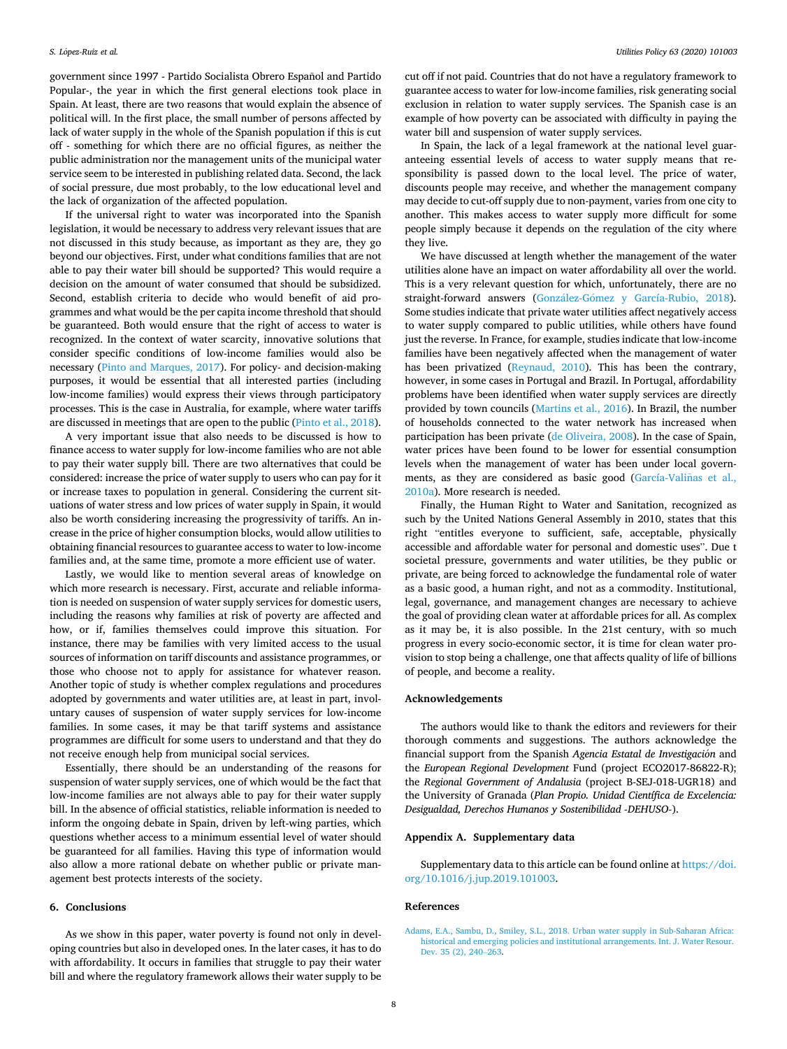government since 1997 - Partido Socialista Obrero Español and Partido Popular-, the year in which the first general elections took place in Spain. At least, there are two reasons that would explain the absence of political will. In the first place, the small number of persons affected by lack of water supply in the whole of the Spanish population if this is cut off - something for which there are no official figures, as neither the public administration nor the management units of the municipal water service seem to be interested in publishing related data. Second, the lack of social pressure, due most probably, to the low educational level and the lack of organization of the affected population.

If the universal right to water was incorporated into the Spanish legislation, it would be necessary to address very relevant issues that are not discussed in this study because, as important as they are, they go beyond our objectives. First, under what conditions families that are not able to pay their water bill should be supported? This would require a decision on the amount of water consumed that should be subsidized. Second, establish criteria to decide who would benefit of aid programmes and what would be the per capita income threshold that should be guaranteed. Both would ensure that the right of access to water is recognized. In the context of water scarcity, innovative solutions that consider specific conditions of low-income families would also be necessary (Pinto and Marques, 2017). For policy- and decision-making purposes, it would be essential that all interested parties (including low-income families) would express their views through participatory processes. This is the case in Australia, for example, where water tariffs are discussed in meetings that are open to the public (Pinto et al., 2018).

A very important issue that also needs to be discussed is how to finance access to water supply for low-income families who are not able to pay their water supply bill. There are two alternatives that could be considered: increase the price of water supply to users who can pay for it or increase taxes to population in general. Considering the current situations of water stress and low prices of water supply in Spain, it would also be worth considering increasing the progressivity of tariffs. An increase in the price of higher consumption blocks, would allow utilities to obtaining financial resources to guarantee access to water to low-income families and, at the same time, promote a more efficient use of water.

Lastly, we would like to mention several areas of knowledge on which more research is necessary. First, accurate and reliable information is needed on suspension of water supply services for domestic users, including the reasons why families at risk of poverty are affected and how, or if, families themselves could improve this situation. For instance, there may be families with very limited access to the usual sources of information on tariff discounts and assistance programmes, or those who choose not to apply for assistance for whatever reason. Another topic of study is whether complex regulations and procedures adopted by governments and water utilities are, at least in part, involuntary causes of suspension of water supply services for low-income families. In some cases, it may be that tariff systems and assistance programmes are difficult for some users to understand and that they do not receive enough help from municipal social services.

Essentially, there should be an understanding of the reasons for suspension of water supply services, one of which would be the fact that low-income families are not always able to pay for their water supply bill. In the absence of official statistics, reliable information is needed to inform the ongoing debate in Spain, driven by left-wing parties, which questions whether access to a minimum essential level of water should be guaranteed for all families. Having this type of information would also allow a more rational debate on whether public or private management best protects interests of the society.

## 6. Conclusions

As we show in this paper, water poverty is found not only in developing countries but also in developed ones. In the later cases, it has to do with affordability. It occurs in families that struggle to pay their water bill and where the regulatory framework allows their water supply to be cut off if not paid. Countries that do not have a regulatory framework to guarantee access to water for low-income families, risk generating social exclusion in relation to water supply services. The Spanish case is an example of how poverty can be associated with difficulty in paying the water bill and suspension of water supply services.

In Spain, the lack of a legal framework at the national level guaranteeing essential levels of access to water supply means that responsibility is passed down to the local level. The price of water, discounts people may receive, and whether the management company may decide to cut-off supply due to non-payment, varies from one city to another. This makes access to water supply more difficult for some people simply because it depends on the regulation of the city where they live.

We have discussed at length whether the management of the water utilities alone have an impact on water affordability all over the world. This is a very relevant question for which, unfortunately, there are no straight-forward answers (González-Gómez y García-Rubio, 2018). Some studies indicate that private water utilities affect negatively access to water supply compared to public utilities, while others have found just the reverse. In France, for example, studies indicate that low-income families have been negatively affected when the management of water has been privatized (Reynaud, 2010). This has been the contrary, however, in some cases in Portugal and Brazil. In Portugal, affordability problems have been identified when water supply services are directly provided by town councils (Martins et al., 2016). In Brazil, the number of households connected to the water network has increased when participation has been private (de Oliveira, 2008). In the case of Spain, water prices have been found to be lower for essential consumption levels when the management of water has been under local governments, as they are considered as basic good (García-Valiñas et al., 2010a). More research is needed.

Finally, the Human Right to Water and Sanitation, recognized as such by the United Nations General Assembly in 2010, states that this right "entitles everyone to sufficient, safe, acceptable, physically accessible and affordable water for personal and domestic uses". Due t societal pressure, governments and water utilities, be they public or private, are being forced to acknowledge the fundamental role of water as a basic good, a human right, and not as a commodity. Institutional, legal, governance, and management changes are necessary to achieve the goal of providing clean water at affordable prices for all. As complex as it may be, it is also possible. In the 21st century, with so much progress in every socio-economic sector, it is time for clean water provision to stop being a challenge, one that affects quality of life of billions of people, and become a reality.

## Acknowledgements

The authors would like to thank the editors and reviewers for their thorough comments and suggestions. The authors acknowledge the financial support from the Spanish *Agencia Estatal de Investigación* and the *European Regional Development* Fund (project ECO2017-86822-R); the *Regional Government of Andalusia* (project B-SEJ-018-UGR18) and the University of Granada (*Plan Propio. Unidad Científica de Excelencia: Desigualdad, Derechos Humanos y Sostenibilidad -DEHUSO-*).

## Appendix A. Supplementary data

Supplementary data to this article can be found online at https://doi.org/10.1016/j.jup.2019.101003.

## References

Adams, E.A., Sambu, D., Smiley, S.L., 2018. Urban water supply in Sub-Saharan Africa: historical and emerging policies and institutional arrangements. Int. J. Water Resour. Dev. 35 (2), 240–263.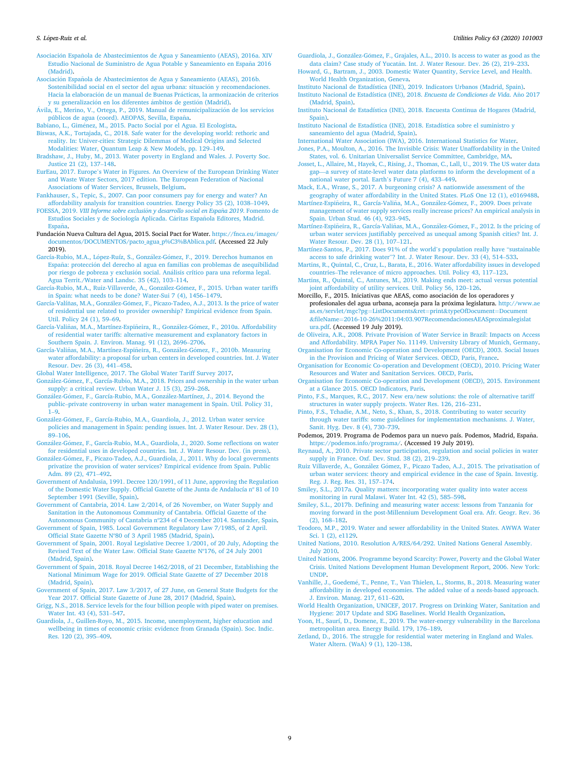Asociación Española de Abastecimientos de Agua y Saneamiento (AEAS), 2016a. XIV Estudio Nacional de Suministro de Agua Potable y Saneamiento en España 2016 (Madrid).

Asociación Española de Abastecimientos de Agua y Saneamiento urbana (AEAS), 2016b. Sostenibilidad social en el sector del agua urbana: situación y recomendaciones. Hacia la elaboración de un manual de Buenas Prácticas, la armonización de criterios y su generalización en los diferentes ámbitos de gestión (Madrid).

Ávila, E., Merino, V., Ortega, P., 2019. Manual de remunicipalización de los servicios públicos de agua (coord). AEOPAS, Sevilla, España.

Babiano, L., Giménez, M., 2015. Pacto Social por el Agua. El Ecologista.

Biswas, A.K., Tortajada, C., 2018. Safe water for the developing world: rethoric and reality. In: Univer-cities: Strategic Dilemmas of Medical Origins and Selected Modalities: Water, Quantum Leap & New Models, pp. 129–149.

Bradshaw, J., Huby, M., 2013. Water poverty in England and Wales. J. Poverty Soc. Justice 21 (2), 137–148.

EurEau, 2017. Europe's Water in Figures. An Overview of the European Drinking Water and Waste Water Sectors, 2017 edition. The European Federation of Nacional Associations of Water Services, Brussels, Belgium.

Fankhauser, S., Tepic, S., 2007. Can poor consumers pay for energy and water? An affordability analysis for transition countries. Energy Policy 35 (2), 1038–1049.

FOESSA, 2019. *VIII Informe sobre exclusión y desarrollo social en España 2019*. Fomento de Estudios Sociales y de Sociología Aplicada. Cáritas Española Editores, Madrid. España.

Fundación Nueva Cultura del Agua, 2015. Social Pact for Water. https://fnca.eu/images/documentos/DOCUMENTOS/pacto_agua_p%C3%BAblica.pdf. (Accessed 22 July 2019).

García-Rubio, M.A., López-Ruíz, S., González-Gómez, F., 2019. Derechos humanos en España: protección del derecho al agua en familias con problemas de asequibilidad por riesgo de pobreza y exclusión social. Análisis crítico para una reforma legal. Agua Territ./Water and Landsc. 35 (42), 103–114.

García-Rubio, M.A., Ruiz-Villaverde, A., González-Gómez, F., 2015. Urban water tariffs in Spain: what needs to be done? Water-Sui 7 (4), 1456–1479.

García-Valiñas, M.A., González-Gómez, F., Picazo-Tadeo, A.J., 2013. Is the price of water of residential use related to provider ownership? Empirical evidence from Spain. Util. Policy 24 (1), 59–69.

García-Valiñas, M.A., Martínez-Espiñeira, R., González-Gómez, F., 2010a. Affordability of residential water tariffs: alternative measurement and explanatory factors in Southern Spain. J. Environ. Manag. 91 (12), 2696–2706.

García-Valiñas, M.A., Martínez-Espiñeira, R., González-Gómez, F., 2010b. Measuring water affordability: a proposal for urban centers in developed countries. Int. J. Water Resour. Dev. 26 (3), 441–458.

Global Water Intelligence, 2017. The Global Water Tariff Survey 2017.

González-Gómez, F., García-Rubio, M.A., 2018. Prices and ownership in the water urban supply: a critical review. Urban Water J. 15 (3), 259–268.

González-Gómez, F., García-Rubio, M.A., González-Martínez, J., 2014. Beyond the public–private controversy in urban water management in Spain. Util. Policy 31, 1–9.

González-Gómez, F., García-Rubio, M.A., Guardiola, J., 2012. Urban water service policies and management in Spain: pending issues. Int. J. Water Resour. Dev. 28 (1), 89–106.

González-Gómez, F., García-Rubio, M.A., Guardiola, J., 2020. Some reflections on water for residential uses in developed countries. Int. J. Water Resour. Dev. (in press).

González-Gómez, F., Picazo-Tadeo, A.J., Guardiola, J., 2011. Why do local governments privatize the provision of water services? Empirical evidence from Spain. Public Adm. 89 (2), 471–492.

Government of Andalusia, 1991. Decree 120/1991, of 11 June, approving the Regulation of the Domestic Water Supply. Official Gazette of the Junta de Andalucía nº 81 of 10 September 1991 (Seville, Spain).

Government of Cantabria, 2014. Law 2/2014, of 26 November, on Water Supply and Sanitation in the Autonomous Community of Cantabria. Official Gazette of the Autonomous Community of Cantabria nº234 of 4 December 2014. Santander, Spain.

Government of Spain, 1985. Local Government Regulatory Law 7/1985, of 2 April. Official State Gazette Nº80 of 3 April 1985 (Madrid, Spain).

Government of Spain, 2001. Royal Legislative Decree 1/2001, of 20 July, Adopting the Revised Text of the Water Law. Official State Gazette Nº176, of 24 July 2001 (Madrid, Spain).

Government of Spain, 2018. Royal Decree 1462/2018, of 21 December, Establishing the National Minimum Wage for 2019. Official State Gazette of 27 December 2018 (Madrid, Spain).

Government of Spain, 2017. Law 3/2017, of 27 June, on General State Budgets for the Year 2017. Official State Gazette of June 28, 2017 (Madrid, Spain).

Grigg, N.S., 2018. Service levels for the four billion people with piped water on premises. Water Int. 43 (4), 531–547.

Guardiola, J., Guillen-Royo, M., 2015. Income, unemployment, higher education and wellbeing in times of economic crisis: evidence from Granada (Spain). Soc. Indic. Res. 120 (2), 395–409.

Guardiola, J., González-Gómez, F., Grajales, A.L., 2010. Is access to water as good as the data claim? Case study of Yucatán. Int. J. Water Resour. Dev. 26 (2), 219–233.

Howard, G., Bartram, J., 2003. Domestic Water Quantity, Service Level, and Health. World Health Organization, Geneva.

Instituto Nacional de Estadística (INE), 2019. Indicators Urbanos (Madrid, Spain).

Instituto Nacional de Estadística (INE), 2018. *Encuesta de Condiciones de Vida*. Año 2017 (Madrid, Spain).

Instituto Nacional de Estadística (INE), 2018. Encuesta Continua de Hogares (Madrid, Spain).

Instituto Nacional de Estadística (INE), 2018. Estadística sobre el suministro y saneamiento del agua (Madrid, Spain).

International Water Association (IWA), 2016. International Statistics for Water.

Jones, P.A., Moulton, A., 2016. The Invisible Crisis: Water Unaffordability in the United States, vol. 6. Unitarian Universalist Service Committee, Cambridge, MA.

Josset, L., Allaire, M., Hayek, C., Rising, J., Thomas, C., Lall, U., 2019. The US water data gap—a survey of state-level water data platforms to inform the development of a national water portal. Earth's Future 7 (4), 433–449.

Mack, E.A., Wrase, S., 2017. A burgeoning crisis? A nationwide assessment of the geography of water affordability in the United States. PLoS One 12 (1), e0169488.

Martínez-Espiñeira, R., García-Valiña, M.A., González-Gómez, F., 2009. Does private management of water supply services really increase prices? An empirical analysis in Spain. Urban Stud. 46 (4), 923–945.

Martínez-Espiñeira, R., García-Valiñas, M.A., González-Gómez, F., 2012. Is the pricing of urban water services justifiably perceived as unequal among Spanish cities? Int. J. Water Resour. Dev. 28 (1), 107–121.

Martínez-Santos, P., 2017. Does 91% of the world's population really have "sustainable access to safe drinking water"? Int. J. Water Resour. Dev. 33 (4), 514–533.

Martins, R., Quintal, C., Cruz, L., Barata, E., 2016. Water affordability issues in developed countries–The relevance of micro approaches. Util. Policy 43, 117–123.

Martins, R., Quintal, C., Antunes, M., 2019. Making ends meet: actual versus potential joint affordability of utility services. Util. Policy 56, 120–126.

Morcillo, F., 2015. Iniciativas que AEAS, como asociación de los operadores y profesionales del agua urbana, aconseja para la próxima legislatura. http://www.aeas.es/servlet/mgc?pg=ListDocuments&ret=print&typeOfDocument=Document&fileName=2016-10-26%2011:04:03.907RecomendacionesAEASproximalegislatura.pdf. (Accessed 19 July 2019).

de Oliveira, A.R., 2008. Private Provision of Water Service in Brazil: Impacts on Access and Affordability. MPRA Paper No. 11149. University Library of Munich, Germany.

Organisation for Economic Co-operation and Development (OECD), 2003. Social Issues in the Provision and Pricing of Water Services. OECD, Paris, France.

Organisation for Economic Co-operation and Development (OECD), 2010. Pricing Water Resources and Water and Sanitation Services. OECD, Paris.

Organisation for Economic Co-operation and Development (OECD), 2015. Environment at a Glance 2015. OECD Indicators, Paris.

Pinto, F.S., Marques, R.C., 2017. New era/new solutions: the role of alternative tariff structures in water supply projects. Water Res. 126, 216–231.

Pinto, F.S., Tchadie, A.M., Neto, S., Khan, S., 2018. Contributing to water security through water tariffs: some guidelines for implementation mechanisms. J. Water, Sanit. Hyg. Dev. 8 (4), 730–739.

Podemos, 2019. Programa de Podemos para un nuevo país. Podemos, Madrid, España. https://podemos.info/programa/. (Accessed 19 July 2019).

Reynaud, A., 2010. Private sector participation, regulation and social policies in water supply in France. Oxf. Dev. Stud. 38 (2), 219–239.

Ruiz Villaverde, A., González Gómez, F., Picazo Tadeo, A.J., 2015. The privatisation of urban water services: theory and empirical evidence in the case of Spain. Investig. Reg. J. Reg. Res. 31, 157–174.

Smiley, S.L., 2017a. Quality matters: incorporating water quality into water access monitoring in rural Malawi. Water Int. 42 (5), 585–598.

Smiley, S.L., 2017b. Defining and measuring water access: lessons from Tanzania for moving forward in the post-Millennium Development Goal era. Afr. Geogr. Rev. 36 (2), 168–182.

Teodoro, M.P., 2019. Water and sewer affordability in the United States. AWWA Water Sci. 1 (2), e1129.

United Nations, 2010. Resolution A/RES/64/292. United Nations General Assembly. July 2010.

United Nations, 2006. Programme beyond Scarcity: Power, Poverty and the Global Water Crisis. United Nations Development Human Development Report, 2006. New York: UNDP.

Vanhille, J., Goedemé, T., Penne, T., Van Thielen, L., Storms, B., 2018. Measuring water affordability in developed economies. The added value of a needs-based approach. J. Environ. Manag. 217, 611–620.

World Health Organization, UNICEF, 2017. Progress on Drinking Water, Sanitation and Hygiene: 2017 Update and SDG Baselines. World Health Organization.

Yoon, H., Saurí, D., Domene, E., 2019. The water-energy vulnerability in the Barcelona metropolitan area. Energy Build. 179, 176–189.

Zetland, D., 2016. The struggle for residential water metering in England and Wales. Water Altern. (WaA) 9 (1), 120–138.